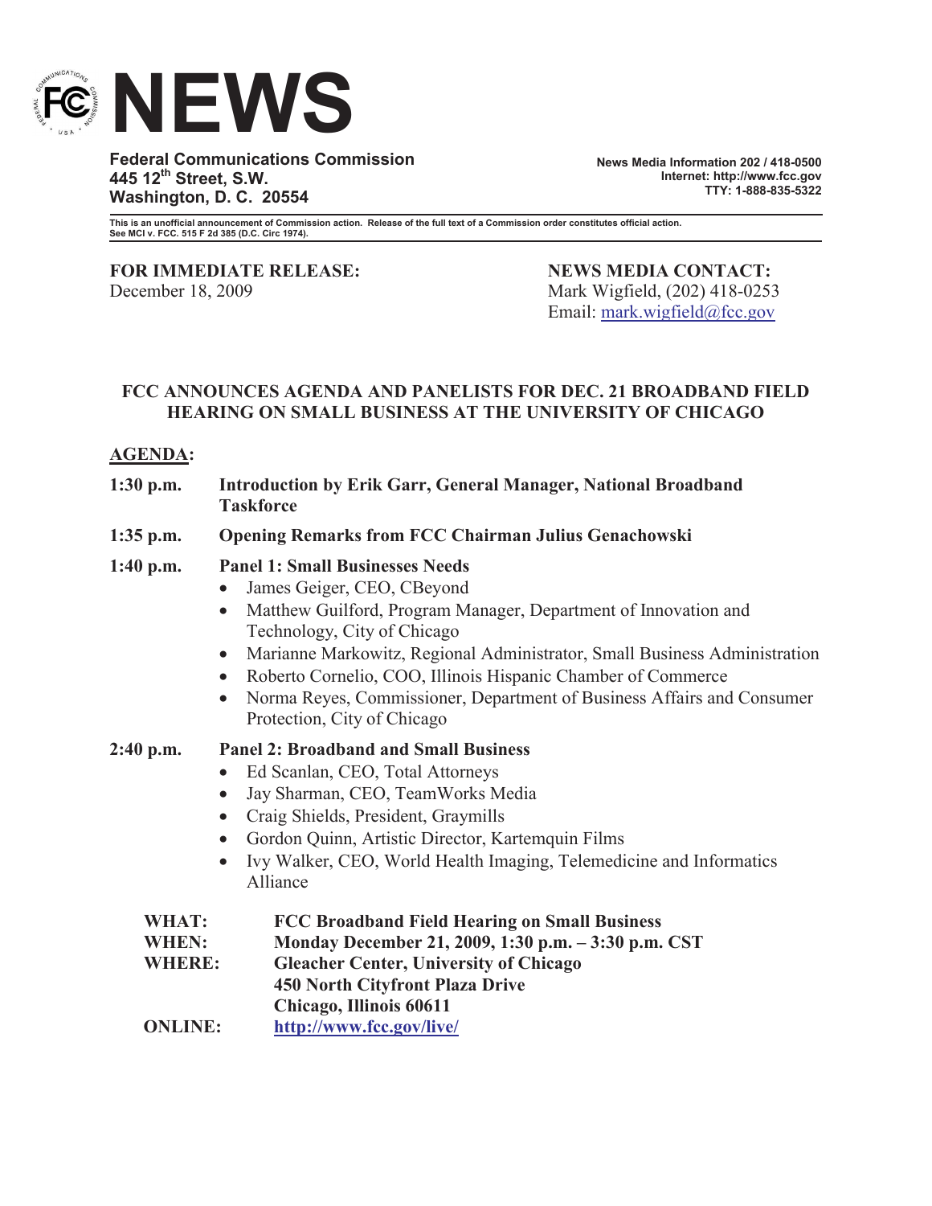# NEWS

**Federal Communications Commission**
**445 12th Street, S.W.**
**Washington, D. C. 20554**

**News Media Information 202 / 418-0500**
**Internet: http://www.fcc.gov**
**TTY: 1-888-835-5322**

**This is an unofficial announcement of Commission action. Release of the full text of a Commission order constitutes official action. See MCI v. FCC. 515 F 2d 385 (D.C. Circ 1974).**

**FOR IMMEDIATE RELEASE:**
December 18, 2009

**NEWS MEDIA CONTACT:**
Mark Wigfield, (202) 418-0253
Email: mark.wigfield@fcc.gov

## FCC ANNOUNCES AGENDA AND PANELISTS FOR DEC. 21 BROADBAND FIELD HEARING ON SMALL BUSINESS AT THE UNIVERSITY OF CHICAGO

**AGENDA:**

**1:30 p.m.** **Introduction by Erik Garr, General Manager, National Broadband Taskforce**

**1:35 p.m.** **Opening Remarks from FCC Chairman Julius Genachowski**

**1:40 p.m.** **Panel 1: Small Businesses Needs**

- James Geiger, CEO, CBeyond
- Matthew Guilford, Program Manager, Department of Innovation and Technology, City of Chicago
- Marianne Markowitz, Regional Administrator, Small Business Administration
- Roberto Cornelio, COO, Illinois Hispanic Chamber of Commerce
- Norma Reyes, Commissioner, Department of Business Affairs and Consumer Protection, City of Chicago

**2:40 p.m.** **Panel 2: Broadband and Small Business**

- Ed Scanlan, CEO, Total Attorneys
- Jay Sharman, CEO, TeamWorks Media
- Craig Shields, President, Graymills
- Gordon Quinn, Artistic Director, Kartemquin Films
- Ivy Walker, CEO, World Health Imaging, Telemedicine and Informatics Alliance

**WHAT:** **FCC Broadband Field Hearing on Small Business**
**WHEN:** **Monday December 21, 2009, 1:30 p.m. – 3:30 p.m. CST**
**WHERE:** **Gleacher Center, University of Chicago**
**450 North Cityfront Plaza Drive**
**Chicago, Illinois 60611**
**ONLINE:** **http://www.fcc.gov/live/**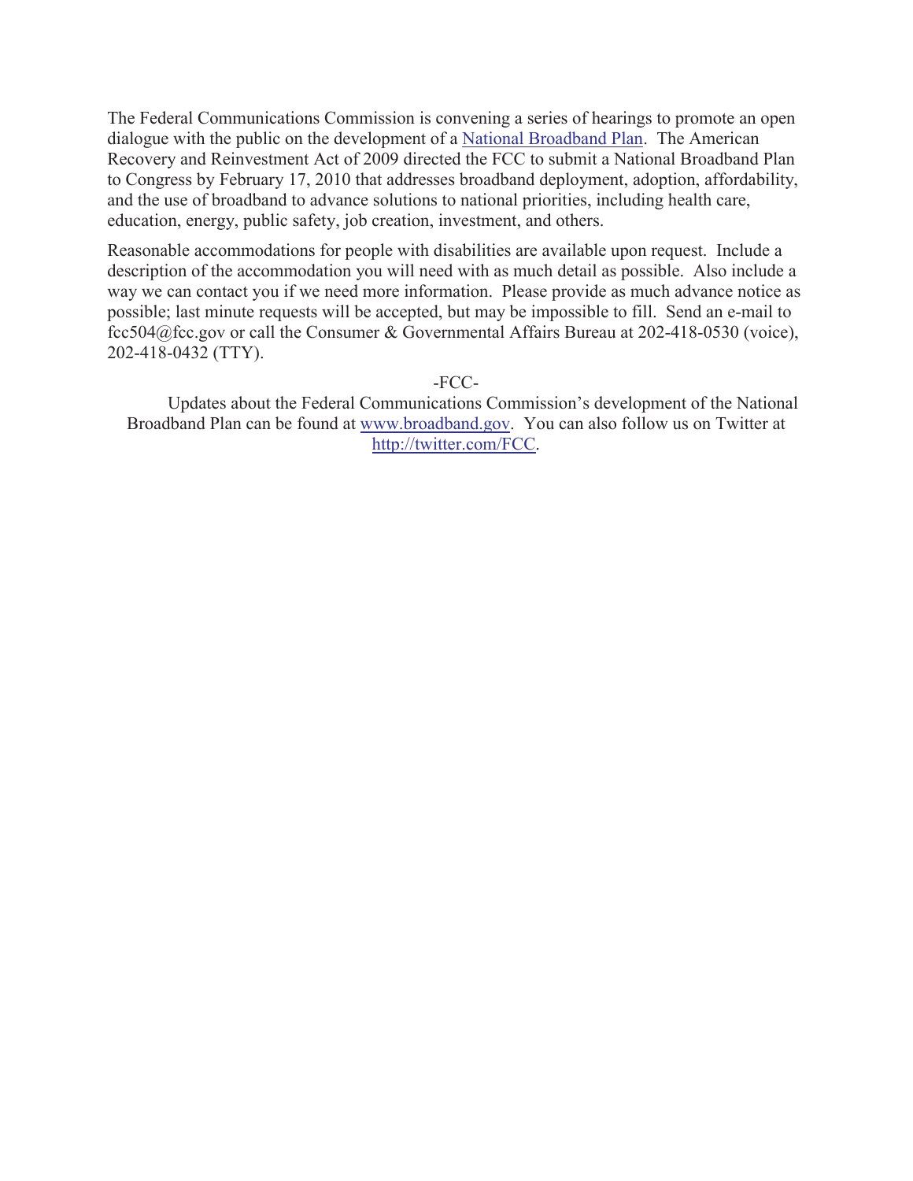The Federal Communications Commission is convening a series of hearings to promote an open dialogue with the public on the development of a National Broadband Plan. The American Recovery and Reinvestment Act of 2009 directed the FCC to submit a National Broadband Plan to Congress by February 17, 2010 that addresses broadband deployment, adoption, affordability, and the use of broadband to advance solutions to national priorities, including health care, education, energy, public safety, job creation, investment, and others.

Reasonable accommodations for people with disabilities are available upon request. Include a description of the accommodation you will need with as much detail as possible. Also include a way we can contact you if we need more information. Please provide as much advance notice as possible; last minute requests will be accepted, but may be impossible to fill. Send an e-mail to fcc504@fcc.gov or call the Consumer & Governmental Affairs Bureau at 202-418-0530 (voice), 202-418-0432 (TTY).

-FCC-

Updates about the Federal Communications Commission's development of the National Broadband Plan can be found at www.broadband.gov. You can also follow us on Twitter at http://twitter.com/FCC.